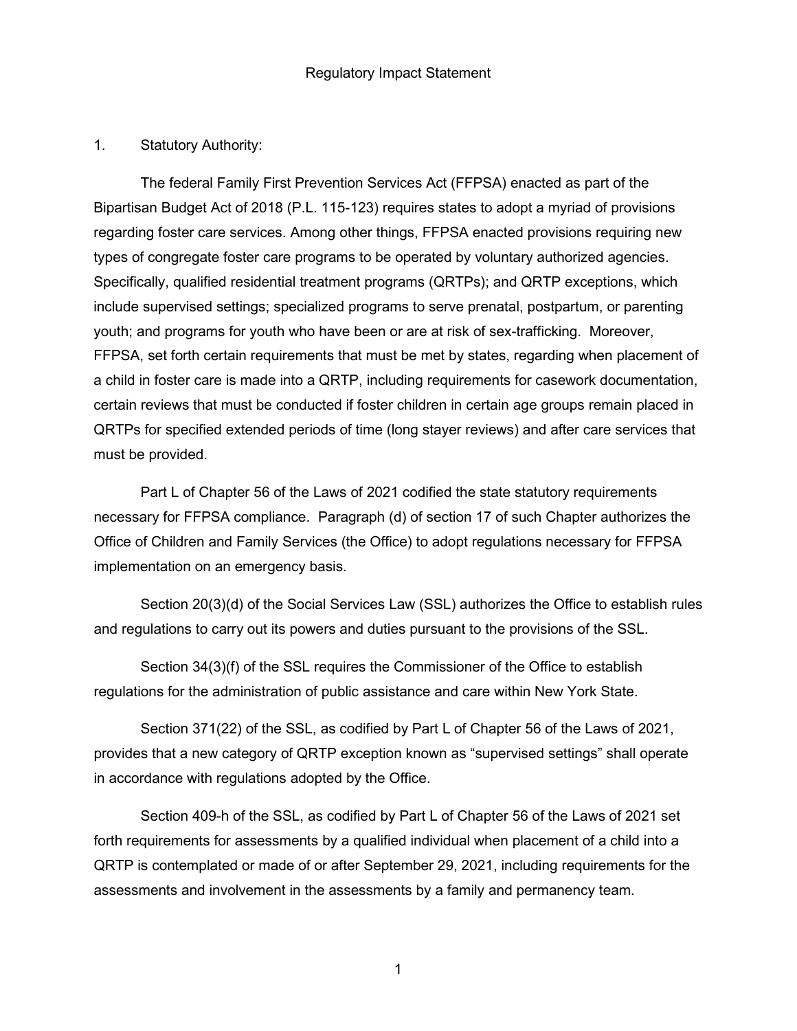# Regulatory Impact Statement

1. Statutory Authority:

The federal Family First Prevention Services Act (FFPSA) enacted as part of the Bipartisan Budget Act of 2018 (P.L. 115-123) requires states to adopt a myriad of provisions regarding foster care services. Among other things, FFPSA enacted provisions requiring new types of congregate foster care programs to be operated by voluntary authorized agencies. Specifically, qualified residential treatment programs (QRTPs); and QRTP exceptions, which include supervised settings; specialized programs to serve prenatal, postpartum, or parenting youth; and programs for youth who have been or are at risk of sex-trafficking. Moreover, FFPSA, set forth certain requirements that must be met by states, regarding when placement of a child in foster care is made into a QRTP, including requirements for casework documentation, certain reviews that must be conducted if foster children in certain age groups remain placed in QRTPs for specified extended periods of time (long stayer reviews) and after care services that must be provided.

Part L of Chapter 56 of the Laws of 2021 codified the state statutory requirements necessary for FFPSA compliance. Paragraph (d) of section 17 of such Chapter authorizes the Office of Children and Family Services (the Office) to adopt regulations necessary for FFPSA implementation on an emergency basis.

Section 20(3)(d) of the Social Services Law (SSL) authorizes the Office to establish rules and regulations to carry out its powers and duties pursuant to the provisions of the SSL.

Section 34(3)(f) of the SSL requires the Commissioner of the Office to establish regulations for the administration of public assistance and care within New York State.

Section 371(22) of the SSL, as codified by Part L of Chapter 56 of the Laws of 2021, provides that a new category of QRTP exception known as "supervised settings" shall operate in accordance with regulations adopted by the Office.

Section 409-h of the SSL, as codified by Part L of Chapter 56 of the Laws of 2021 set forth requirements for assessments by a qualified individual when placement of a child into a QRTP is contemplated or made of or after September 29, 2021, including requirements for the assessments and involvement in the assessments by a family and permanency team.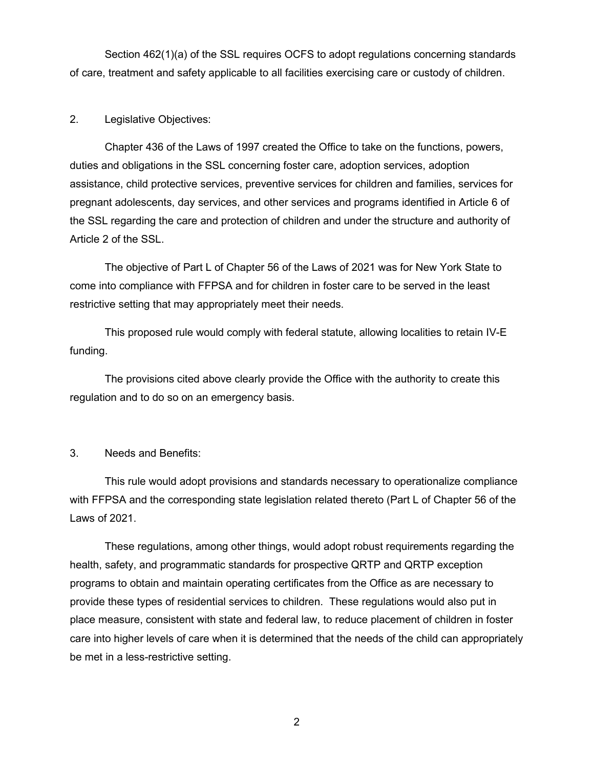Section 462(1)(a) of the SSL requires OCFS to adopt regulations concerning standards of care, treatment and safety applicable to all facilities exercising care or custody of children.

2. Legislative Objectives:

Chapter 436 of the Laws of 1997 created the Office to take on the functions, powers, duties and obligations in the SSL concerning foster care, adoption services, adoption assistance, child protective services, preventive services for children and families, services for pregnant adolescents, day services, and other services and programs identified in Article 6 of the SSL regarding the care and protection of children and under the structure and authority of Article 2 of the SSL.

The objective of Part L of Chapter 56 of the Laws of 2021 was for New York State to come into compliance with FFPSA and for children in foster care to be served in the least restrictive setting that may appropriately meet their needs.

This proposed rule would comply with federal statute, allowing localities to retain IV-E funding.

The provisions cited above clearly provide the Office with the authority to create this regulation and to do so on an emergency basis.

3. Needs and Benefits:

This rule would adopt provisions and standards necessary to operationalize compliance with FFPSA and the corresponding state legislation related thereto (Part L of Chapter 56 of the Laws of 2021.

These regulations, among other things, would adopt robust requirements regarding the health, safety, and programmatic standards for prospective QRTP and QRTP exception programs to obtain and maintain operating certificates from the Office as are necessary to provide these types of residential services to children. These regulations would also put in place measure, consistent with state and federal law, to reduce placement of children in foster care into higher levels of care when it is determined that the needs of the child can appropriately be met in a less-restrictive setting.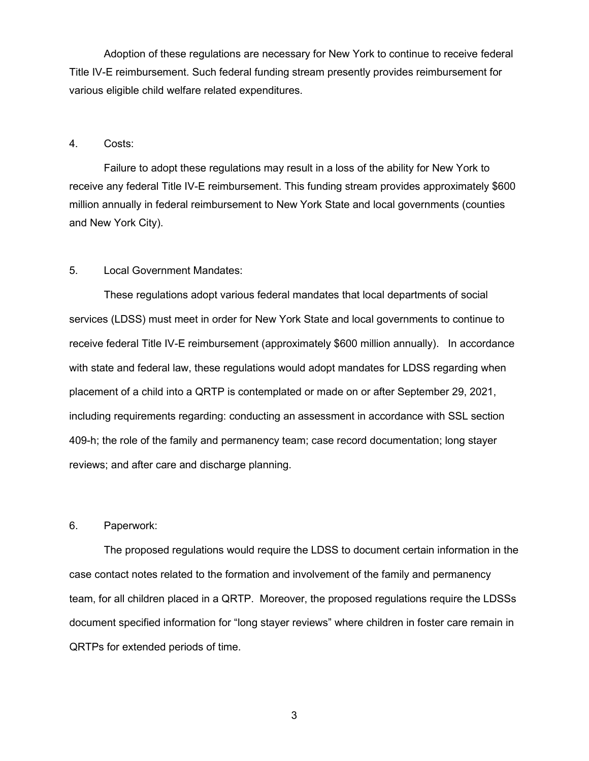Adoption of these regulations are necessary for New York to continue to receive federal Title IV-E reimbursement. Such federal funding stream presently provides reimbursement for various eligible child welfare related expenditures.

4. Costs:

Failure to adopt these regulations may result in a loss of the ability for New York to receive any federal Title IV-E reimbursement. This funding stream provides approximately $600 million annually in federal reimbursement to New York State and local governments (counties and New York City).

5. Local Government Mandates:

These regulations adopt various federal mandates that local departments of social services (LDSS) must meet in order for New York State and local governments to continue to receive federal Title IV-E reimbursement (approximately $600 million annually). In accordance with state and federal law, these regulations would adopt mandates for LDSS regarding when placement of a child into a QRTP is contemplated or made on or after September 29, 2021, including requirements regarding: conducting an assessment in accordance with SSL section 409-h; the role of the family and permanency team; case record documentation; long stayer reviews; and after care and discharge planning.

6. Paperwork:

The proposed regulations would require the LDSS to document certain information in the case contact notes related to the formation and involvement of the family and permanency team, for all children placed in a QRTP. Moreover, the proposed regulations require the LDSSs document specified information for "long stayer reviews" where children in foster care remain in QRTPs for extended periods of time.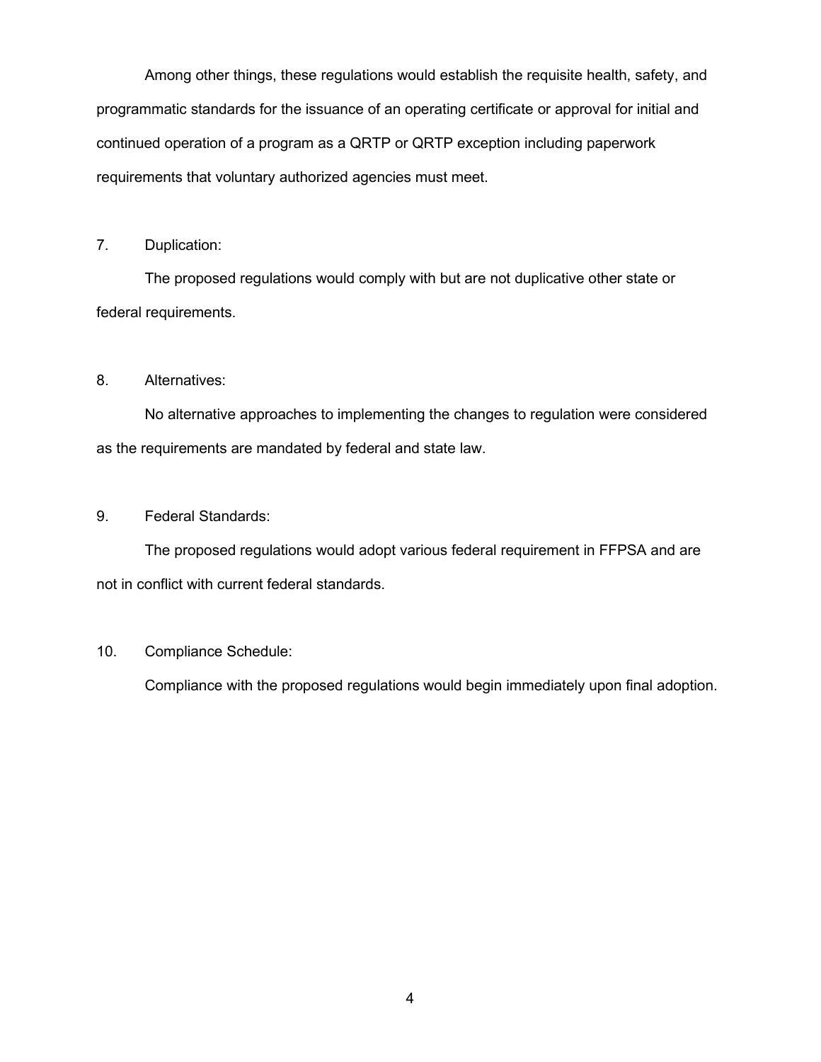Among other things, these regulations would establish the requisite health, safety, and programmatic standards for the issuance of an operating certificate or approval for initial and continued operation of a program as a QRTP or QRTP exception including paperwork requirements that voluntary authorized agencies must meet.

7. Duplication:

The proposed regulations would comply with but are not duplicative other state or federal requirements.

8. Alternatives:

No alternative approaches to implementing the changes to regulation were considered as the requirements are mandated by federal and state law.

9. Federal Standards:

The proposed regulations would adopt various federal requirement in FFPSA and are not in conflict with current federal standards.

10. Compliance Schedule:

Compliance with the proposed regulations would begin immediately upon final adoption.